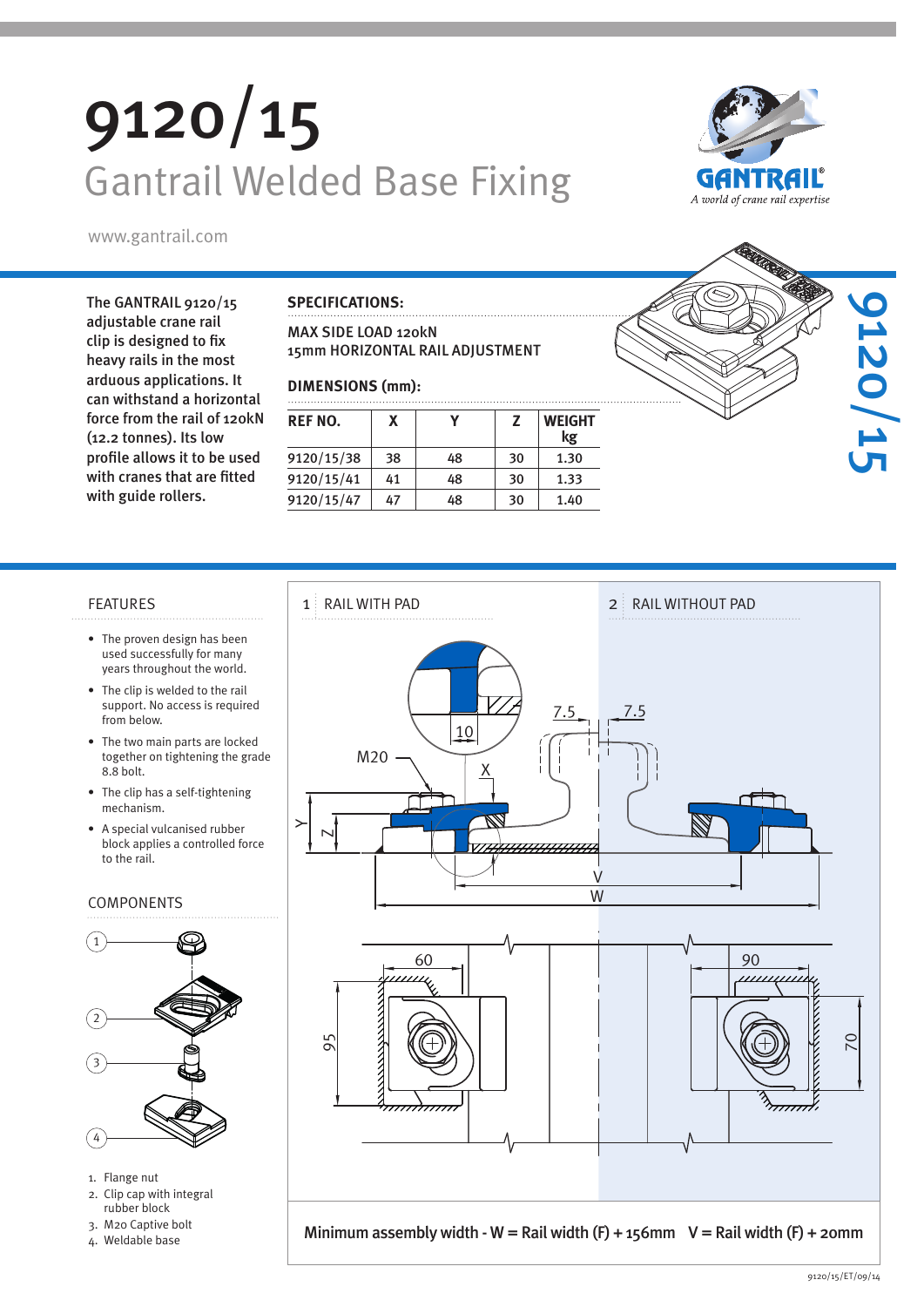# 9120/15

## Gantrail Welded Base Fixing

www.gantrail.com

The GANTRAIL 9120/15 adjustable crane rail clip is designed to fix heavy rails in the most arduous applications. It can withstand a horizontal force from the rail of 120kN (12.2 tonnes). Its low profile allows it to be used with cranes that are fitted with guide rollers.

### SPECIFICATIONS:

MAX SIDE LOAD 120kN
15mm HORIZONTAL RAIL ADJUSTMENT

### DIMENSIONS (mm):

| REF NO. | X | Y | Z | WEIGHT kg |
|---|---|---|---|---|
| 9120/15/38 | 38 | 48 | 30 | 1.30 |
| 9120/15/41 | 41 | 48 | 30 | 1.33 |
| 9120/15/47 | 47 | 48 | 30 | 1.40 |

### FEATURES

- The proven design has been used successfully for many years throughout the world.
- The clip is welded to the rail support. No access is required from below.
- The two main parts are locked together on tightening the grade 8.8 bolt.
- The clip has a self-tightening mechanism.
- A special vulcanised rubber block applies a controlled force to the rail.

### COMPONENTS

1. Flange nut
2. Clip cap with integral rubber block
3. M20 Captive bolt
4. Weldable base

1 RAIL WITH PAD

2 RAIL WITHOUT PAD

Minimum assembly width - W = Rail width (F) + 156mm   V = Rail width (F) + 20mm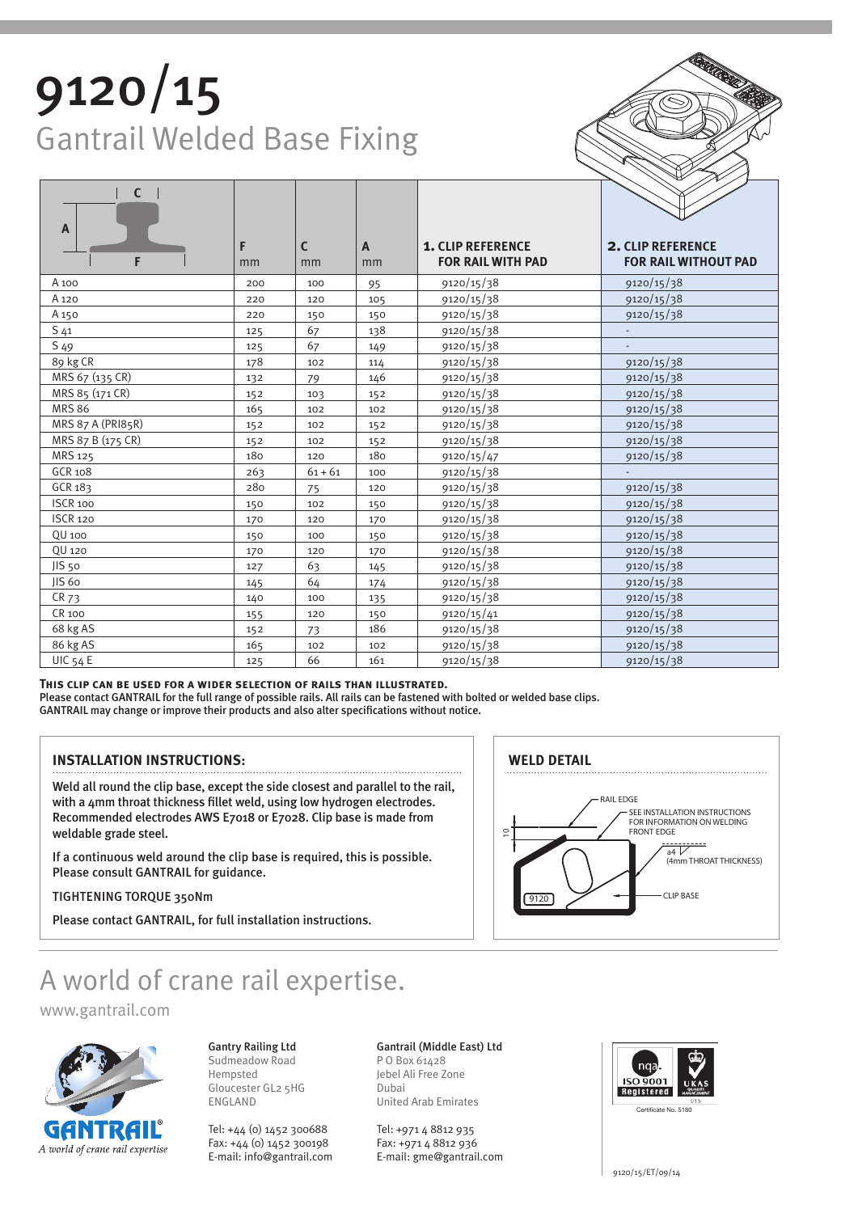# 9120/15

## Gantrail Welded Base Fixing

| | F mm | C mm | A mm | 1. CLIP REFERENCE FOR RAIL WITH PAD | 2. CLIP REFERENCE FOR RAIL WITHOUT PAD |
|---|---|---|---|---|---|
| A 100 | 200 | 100 | 95 | 9120/15/38 | 9120/15/38 |
| A 120 | 220 | 120 | 105 | 9120/15/38 | 9120/15/38 |
| A 150 | 220 | 150 | 150 | 9120/15/38 | 9120/15/38 |
| S 41 | 125 | 67 | 138 | 9120/15/38 | - |
| S 49 | 125 | 67 | 149 | 9120/15/38 | - |
| 89 kg CR | 178 | 102 | 114 | 9120/15/38 | 9120/15/38 |
| MRS 67 (135 CR) | 132 | 79 | 146 | 9120/15/38 | 9120/15/38 |
| MRS 85 (171 CR) | 152 | 103 | 152 | 9120/15/38 | 9120/15/38 |
| MRS 86 | 165 | 102 | 102 | 9120/15/38 | 9120/15/38 |
| MRS 87 A (PRI85R) | 152 | 102 | 152 | 9120/15/38 | 9120/15/38 |
| MRS 87 B (175 CR) | 152 | 102 | 152 | 9120/15/38 | 9120/15/38 |
| MRS 125 | 180 | 120 | 180 | 9120/15/47 | 9120/15/38 |
| GCR 108 | 263 | 61 + 61 | 100 | 9120/15/38 | - |
| GCR 183 | 280 | 75 | 120 | 9120/15/38 | 9120/15/38 |
| ISCR 100 | 150 | 102 | 150 | 9120/15/38 | 9120/15/38 |
| ISCR 120 | 170 | 120 | 170 | 9120/15/38 | 9120/15/38 |
| QU 100 | 150 | 100 | 150 | 9120/15/38 | 9120/15/38 |
| QU 120 | 170 | 120 | 170 | 9120/15/38 | 9120/15/38 |
| JIS 50 | 127 | 63 | 145 | 9120/15/38 | 9120/15/38 |
| JIS 60 | 145 | 64 | 174 | 9120/15/38 | 9120/15/38 |
| CR 73 | 140 | 100 | 135 | 9120/15/38 | 9120/15/38 |
| CR 100 | 155 | 120 | 150 | 9120/15/41 | 9120/15/38 |
| 68 kg AS | 152 | 73 | 186 | 9120/15/38 | 9120/15/38 |
| 86 kg AS | 165 | 102 | 102 | 9120/15/38 | 9120/15/38 |
| UIC 54 E | 125 | 66 | 161 | 9120/15/38 | 9120/15/38 |

**This clip can be used for a wider selection of rails than illustrated.**
Please contact GANTRAIL for the full range of possible rails. All rails can be fastened with bolted or welded base clips.
GANTRAIL may change or improve their products and also alter specifications without notice.

### INSTALLATION INSTRUCTIONS:

Weld all round the clip base, except the side closest and parallel to the rail, with a 4mm throat thickness fillet weld, using low hydrogen electrodes. Recommended electrodes AWS E7018 or E7028. Clip base is made from weldable grade steel.

If a continuous weld around the clip base is required, this is possible. Please consult GANTRAIL for guidance.

TIGHTENING TORQUE 350Nm

Please contact GANTRAIL, for full installation instructions.

### WELD DETAIL

RAIL EDGE
SEE INSTALLATION INSTRUCTIONS FOR INFORMATION ON WELDING FRONT EDGE
10
a4 (4mm THROAT THICKNESS)
9120
CLIP BASE

## A world of crane rail expertise.

www.gantrail.com

GANTRAIL®
*A world of crane rail expertise*

Gantry Railing Ltd
Sudmeadow Road
Hempsted
Gloucester GL2 5HG
ENGLAND

Tel: +44 (0) 1452 300688
Fax: +44 (0) 1452 300198
E-mail: info@gantrail.com

Gantrail (Middle East) Ltd
P O Box 61428
Jebel Ali Free Zone
Dubai
United Arab Emirates

Tel: +971 4 8812 935
Fax: +971 4 8812 936
E-mail: gme@gantrail.com

nqa. ISO 9001 Registered — UKAS Quality Management 015
Certificate No. 5180

9120/15/ET/09/14